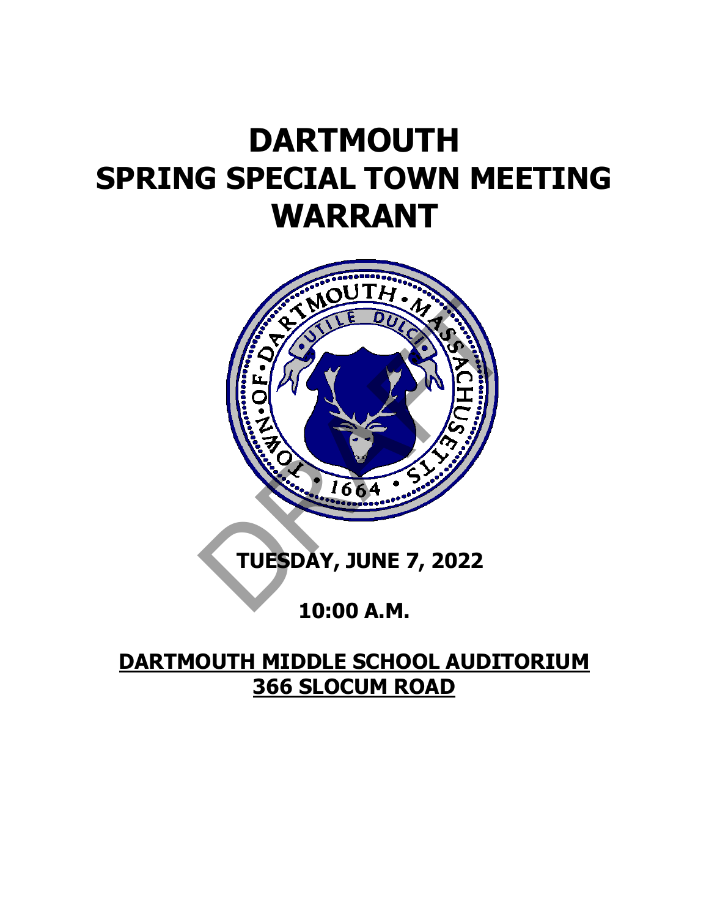# DARTMOUTH SPRING SPECIAL TOWN MEETING WARRANT

## TUESDAY, JUNE 7, 2022

## 10:00 A.M.

**<u>DARTMOUTH MIDDLE SCHOOL AUDITORIUM</u>**
**<u>366 SLOCUM ROAD</u>**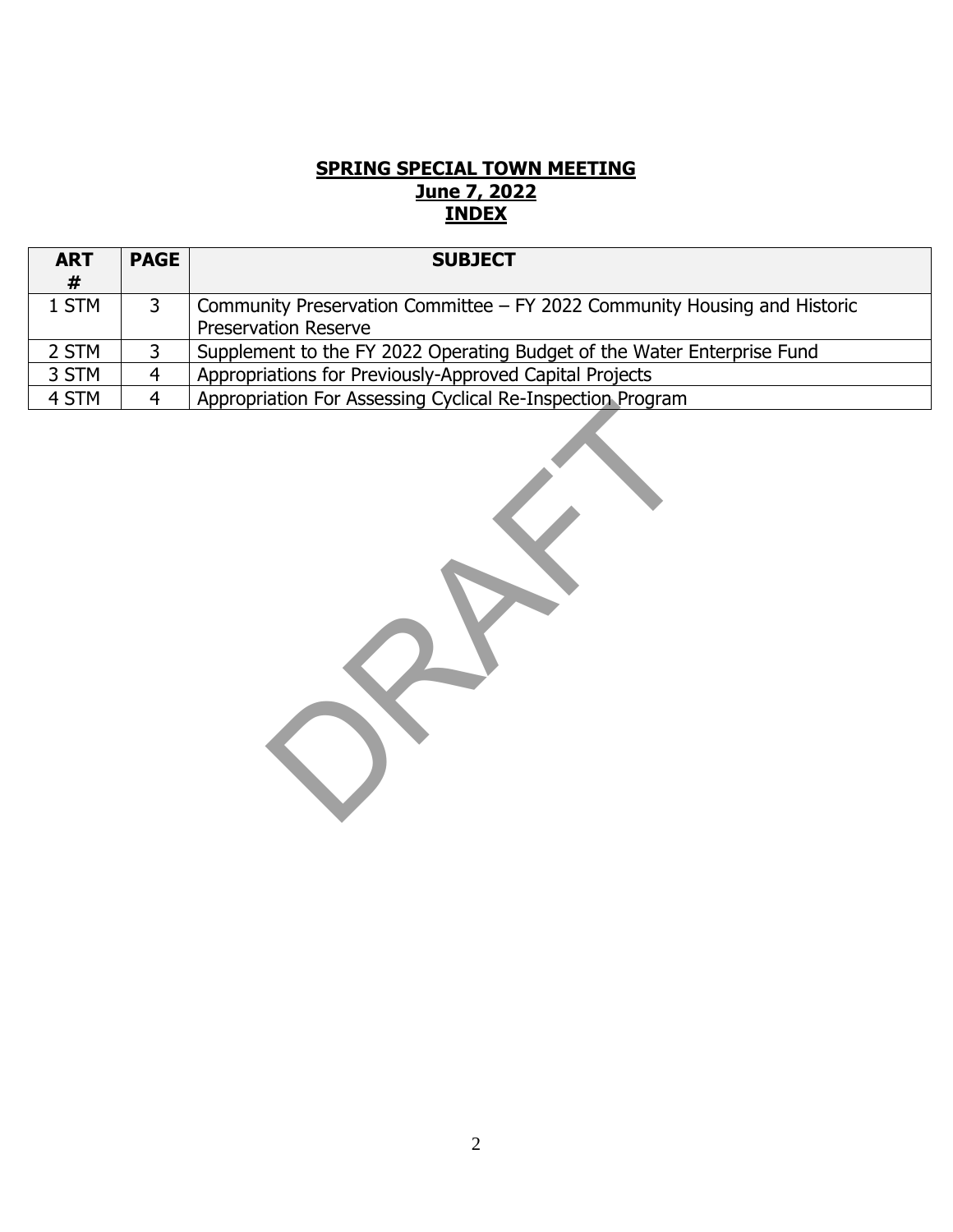**SPRING SPECIAL TOWN MEETING**
**June 7, 2022**
**INDEX**

| ART # | PAGE | SUBJECT |
|---|---|---|
| 1 STM | 3 | Community Preservation Committee – FY 2022 Community Housing and Historic Preservation Reserve |
| 2 STM | 3 | Supplement to the FY 2022 Operating Budget of the Water Enterprise Fund |
| 3 STM | 4 | Appropriations for Previously-Approved Capital Projects |
| 4 STM | 4 | Appropriation For Assessing Cyclical Re-Inspection Program |

DRAFT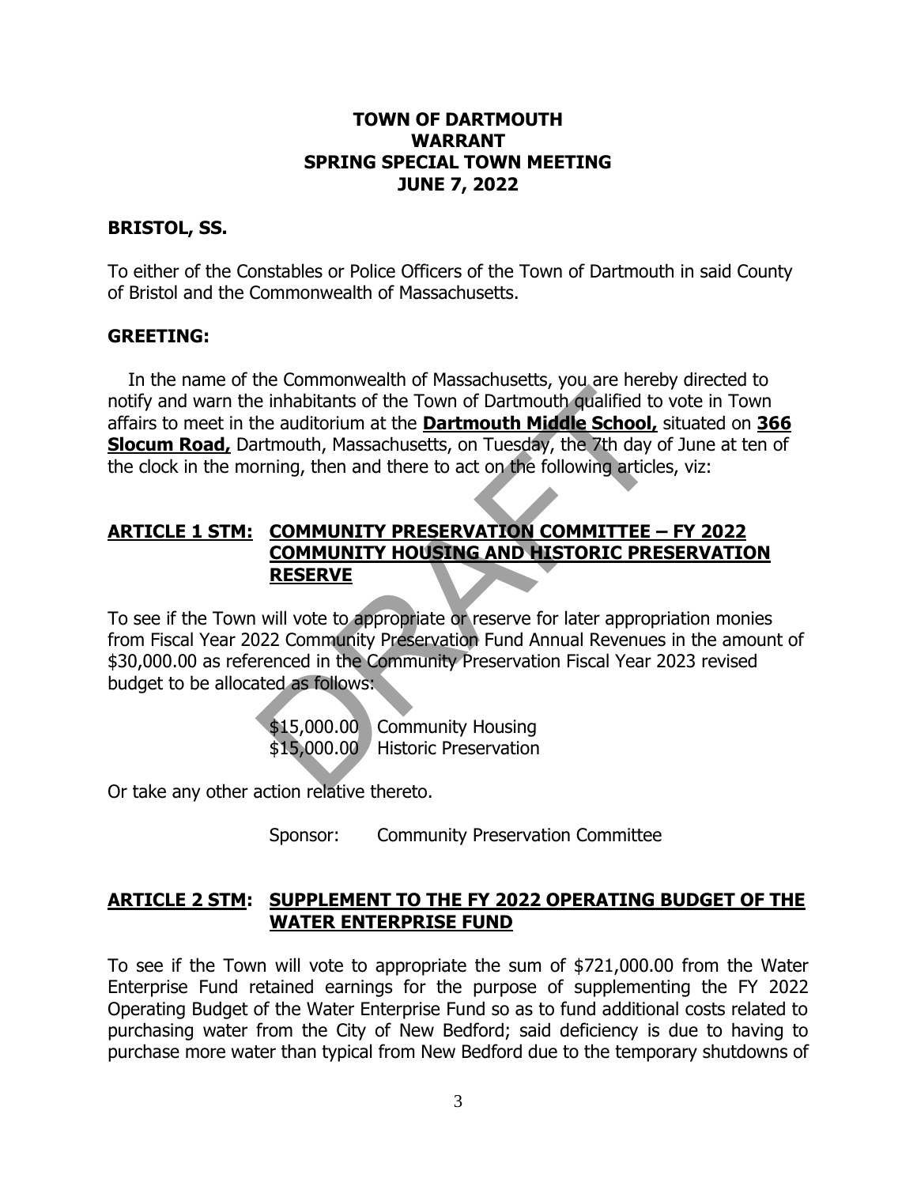**TOWN OF DARTMOUTH**
**WARRANT**
**SPRING SPECIAL TOWN MEETING**
**JUNE 7, 2022**

**BRISTOL, SS.**

To either of the Constables or Police Officers of the Town of Dartmouth in said County of Bristol and the Commonwealth of Massachusetts.

**GREETING:**

In the name of the Commonwealth of Massachusetts, you are hereby directed to notify and warn the inhabitants of the Town of Dartmouth qualified to vote in Town affairs to meet in the auditorium at the **Dartmouth Middle School,** situated on **366 Slocum Road,** Dartmouth, Massachusetts, on Tuesday, the 7th day of June at ten of the clock in the morning, then and there to act on the following articles, viz:

**ARTICLE 1 STM: COMMUNITY PRESERVATION COMMITTEE – FY 2022 COMMUNITY HOUSING AND HISTORIC PRESERVATION RESERVE**

To see if the Town will vote to appropriate or reserve for later appropriation monies from Fiscal Year 2022 Community Preservation Fund Annual Revenues in the amount of $30,000.00 as referenced in the Community Preservation Fiscal Year 2023 revised budget to be allocated as follows:

| | |
|---|---|
| $15,000.00 | Community Housing |
| $15,000.00 | Historic Preservation |

Or take any other action relative thereto.

Sponsor: Community Preservation Committee

**ARTICLE 2 STM: SUPPLEMENT TO THE FY 2022 OPERATING BUDGET OF THE WATER ENTERPRISE FUND**

To see if the Town will vote to appropriate the sum of $721,000.00 from the Water Enterprise Fund retained earnings for the purpose of supplementing the FY 2022 Operating Budget of the Water Enterprise Fund so as to fund additional costs related to purchasing water from the City of New Bedford; said deficiency is due to having to purchase more water than typical from New Bedford due to the temporary shutdowns of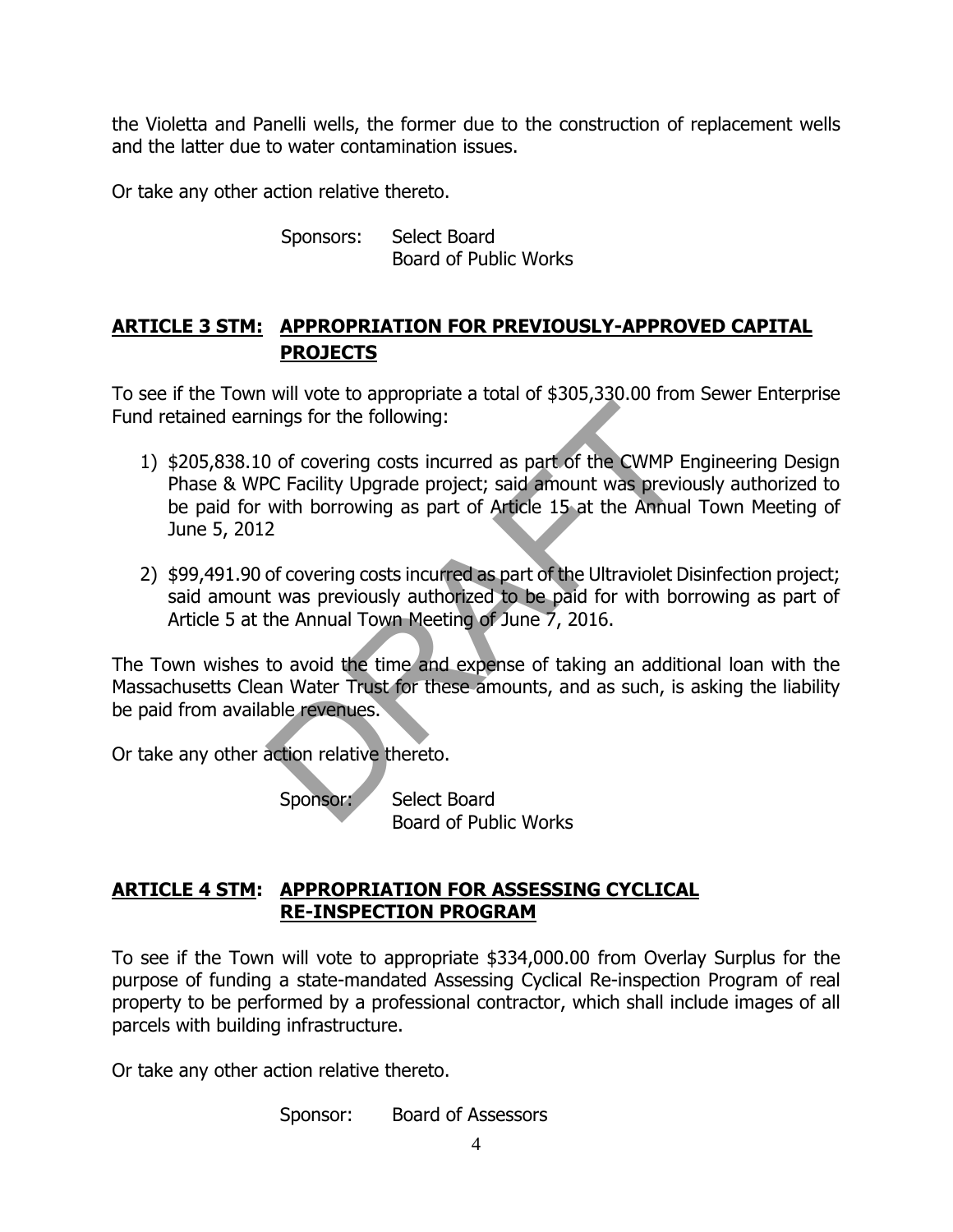the Violetta and Panelli wells, the former due to the construction of replacement wells and the latter due to water contamination issues.

Or take any other action relative thereto.

Sponsors: Select Board
Board of Public Works

## ARTICLE 3 STM: APPROPRIATION FOR PREVIOUSLY-APPROVED CAPITAL PROJECTS

To see if the Town will vote to appropriate a total of $305,330.00 from Sewer Enterprise Fund retained earnings for the following:

1) $205,838.10 of covering costs incurred as part of the CWMP Engineering Design Phase & WPC Facility Upgrade project; said amount was previously authorized to be paid for with borrowing as part of Article 15 at the Annual Town Meeting of June 5, 2012
2) $99,491.90 of covering costs incurred as part of the Ultraviolet Disinfection project; said amount was previously authorized to be paid for with borrowing as part of Article 5 at the Annual Town Meeting of June 7, 2016.

The Town wishes to avoid the time and expense of taking an additional loan with the Massachusetts Clean Water Trust for these amounts, and as such, is asking the liability be paid from available revenues.

Or take any other action relative thereto.

Sponsor: Select Board
Board of Public Works

## ARTICLE 4 STM: APPROPRIATION FOR ASSESSING CYCLICAL RE-INSPECTION PROGRAM

To see if the Town will vote to appropriate $334,000.00 from Overlay Surplus for the purpose of funding a state-mandated Assessing Cyclical Re-inspection Program of real property to be performed by a professional contractor, which shall include images of all parcels with building infrastructure.

Or take any other action relative thereto.

Sponsor: Board of Assessors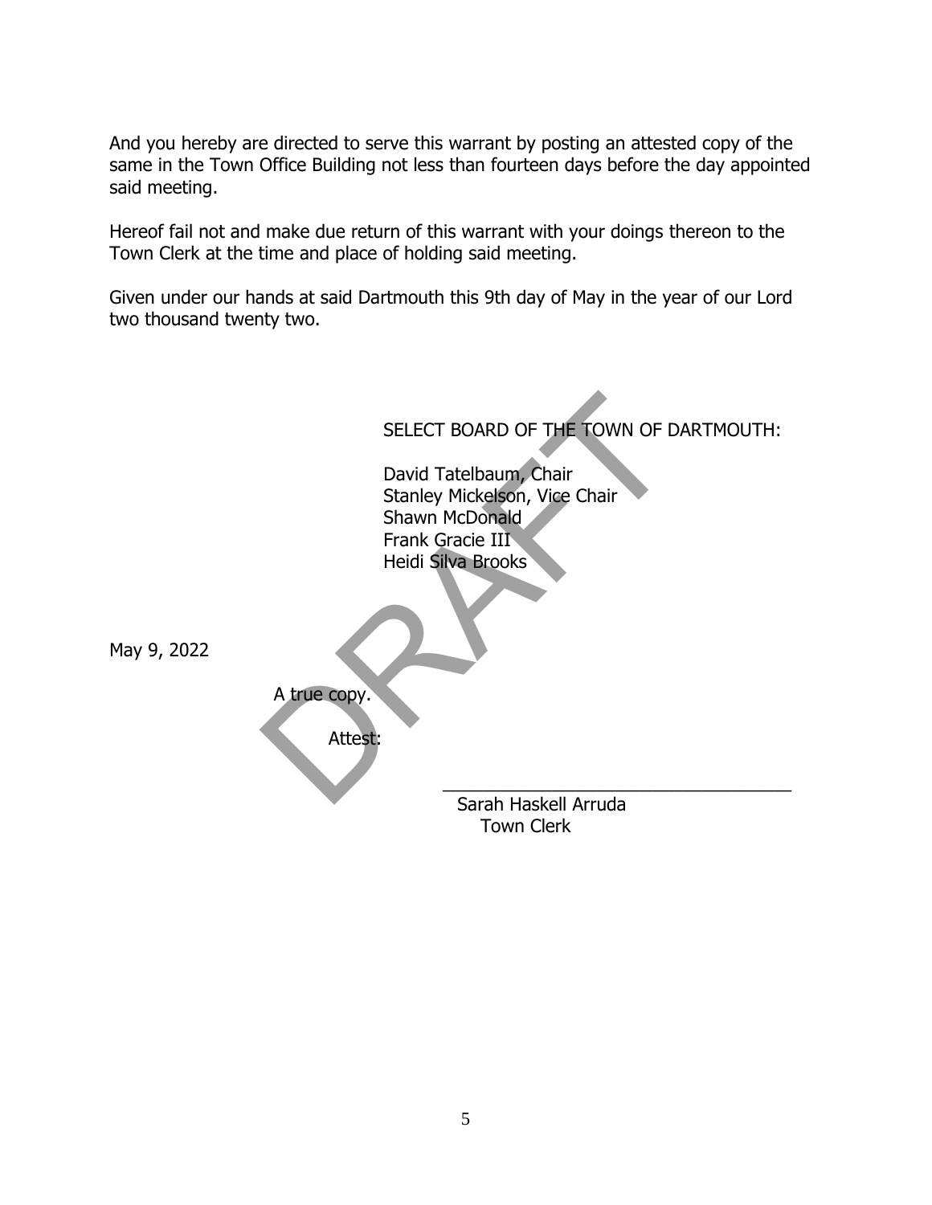And you hereby are directed to serve this warrant by posting an attested copy of the same in the Town Office Building not less than fourteen days before the day appointed said meeting.

Hereof fail not and make due return of this warrant with your doings thereon to the Town Clerk at the time and place of holding said meeting.

Given under our hands at said Dartmouth this 9th day of May in the year of our Lord two thousand twenty two.

SELECT BOARD OF THE TOWN OF DARTMOUTH:

David Tatelbaum, Chair
Stanley Mickelson, Vice Chair
Shawn McDonald
Frank Gracie III
Heidi Silva Brooks

May 9, 2022

A true copy.

Attest:

\_\_\_\_\_\_\_\_\_\_\_\_\_\_\_\_\_\_\_\_\_\_\_\_\_\_\_\_\_\_\_\_\_\_\_\_

Sarah Haskell Arruda
Town Clerk

DRAFT